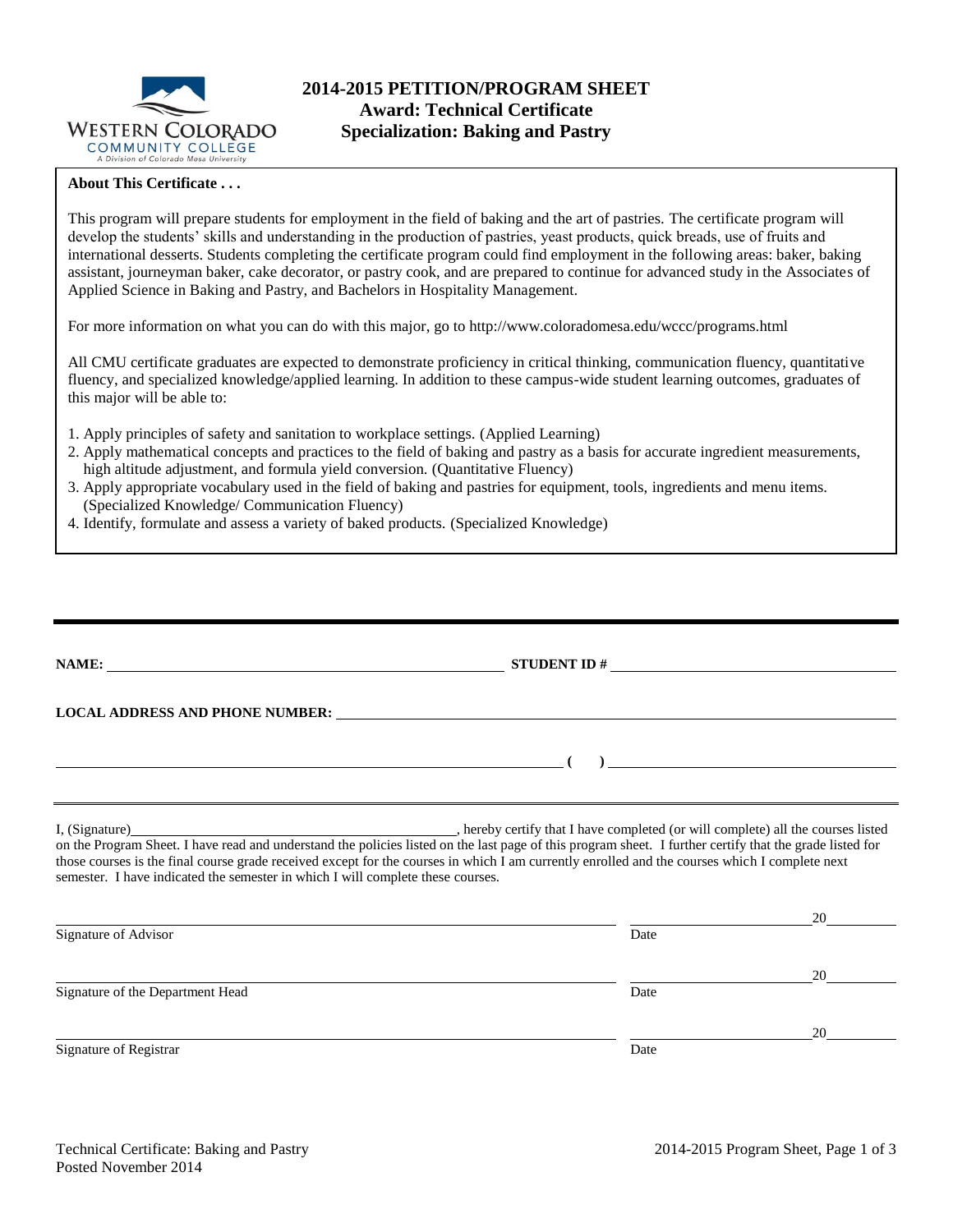# 2014-2015 PETITION/PROGRAM SHEET
## Award: Technical Certificate
## Specialization: Baking and Pastry

**About This Certificate . . .**

This program will prepare students for employment in the field of baking and the art of pastries. The certificate program will develop the students' skills and understanding in the production of pastries, yeast products, quick breads, use of fruits and international desserts. Students completing the certificate program could find employment in the following areas: baker, baking assistant, journeyman baker, cake decorator, or pastry cook, and are prepared to continue for advanced study in the Associates of Applied Science in Baking and Pastry, and Bachelors in Hospitality Management.

For more information on what you can do with this major, go to http://www.coloradomesa.edu/wccc/programs.html

All CMU certificate graduates are expected to demonstrate proficiency in critical thinking, communication fluency, quantitative fluency, and specialized knowledge/applied learning. In addition to these campus-wide student learning outcomes, graduates of this major will be able to:

1. Apply principles of safety and sanitation to workplace settings. (Applied Learning)
2. Apply mathematical concepts and practices to the field of baking and pastry as a basis for accurate ingredient measurements, high altitude adjustment, and formula yield conversion. (Quantitative Fluency)
3. Apply appropriate vocabulary used in the field of baking and pastries for equipment, tools, ingredients and menu items. (Specialized Knowledge/ Communication Fluency)
4. Identify, formulate and assess a variety of baked products. (Specialized Knowledge)

**NAME:** ______________________________ **STUDENT ID #** ______________________________

**LOCAL ADDRESS AND PHONE NUMBER:** ______________________________

______________________________ **( )** ______________________________

I, (Signature)______________________________, hereby certify that I have completed (or will complete) all the courses listed on the Program Sheet. I have read and understand the policies listed on the last page of this program sheet. I further certify that the grade listed for those courses is the final course grade received except for the courses in which I am currently enrolled and the courses which I complete next semester. I have indicated the semester in which I will complete these courses.

______________________________ ______________ 20______
Signature of Advisor Date

______________________________ ______________ 20______
Signature of the Department Head Date

______________________________ ______________ 20______
Signature of Registrar Date

Technical Certificate: Baking and Pastry
Posted November 2014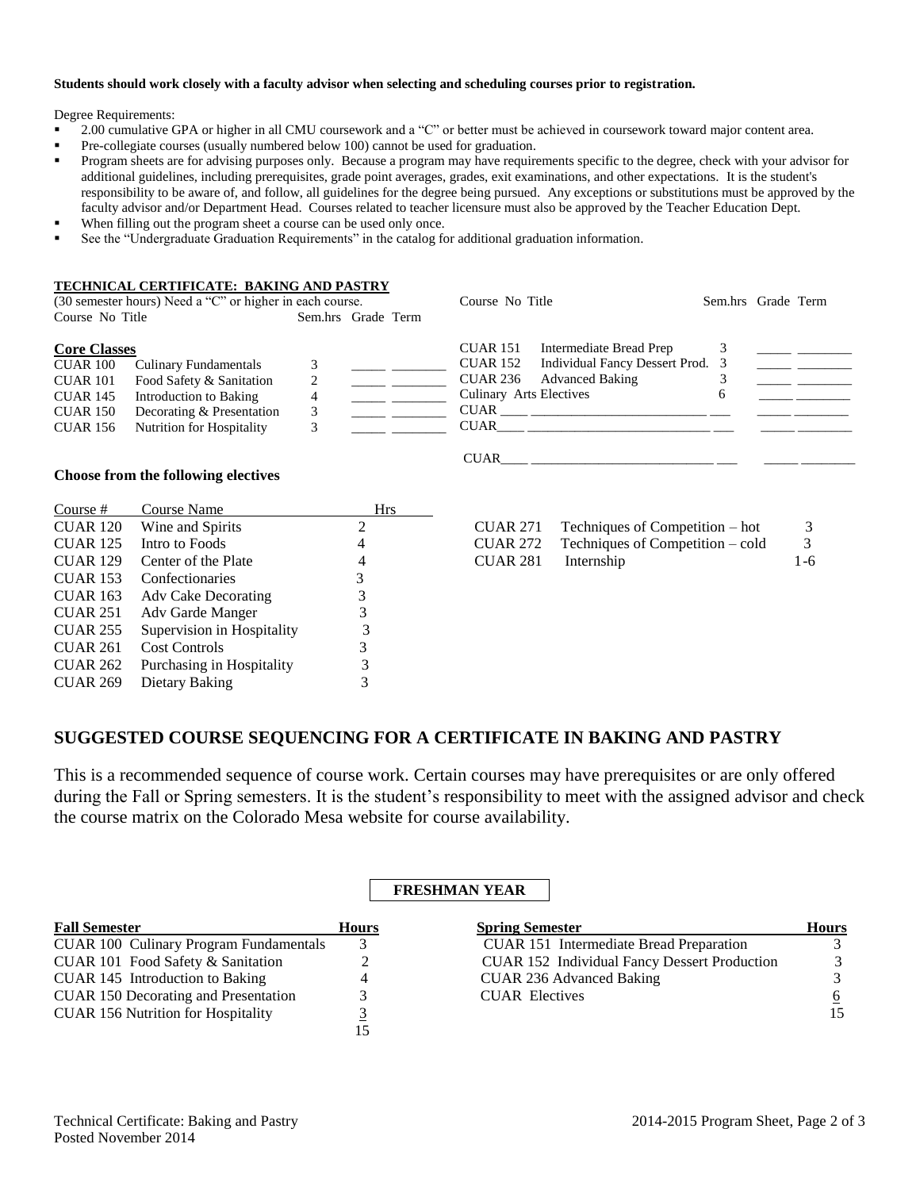**Students should work closely with a faculty advisor when selecting and scheduling courses prior to registration.**

Degree Requirements:

- 2.00 cumulative GPA or higher in all CMU coursework and a "C" or better must be achieved in coursework toward major content area.
- Pre-collegiate courses (usually numbered below 100) cannot be used for graduation.
- Program sheets are for advising purposes only. Because a program may have requirements specific to the degree, check with your advisor for additional guidelines, including prerequisites, grade point averages, grades, exit examinations, and other expectations. It is the student's responsibility to be aware of, and follow, all guidelines for the degree being pursued. Any exceptions or substitutions must be approved by the faculty advisor and/or Department Head. Courses related to teacher licensure must also be approved by the Teacher Education Dept.
- When filling out the program sheet a course can be used only once.
- See the "Undergraduate Graduation Requirements" in the catalog for additional graduation information.

## TECHNICAL CERTIFICATE: BAKING AND PASTRY

(30 semester hours) Need a "C" or higher in each course.

| Course No | Title | Sem.hrs | Grade | Term |
|---|---|---|---|---|
| **Core Classes** | | | | |
| CUAR 100 | Culinary Fundamentals | 3 | | |
| CUAR 101 | Food Safety & Sanitation | 2 | | |
| CUAR 145 | Introduction to Baking | 4 | | |
| CUAR 150 | Decorating & Presentation | 3 | | |
| CUAR 156 | Nutrition for Hospitality | 3 | | |
| CUAR 151 | Intermediate Bread Prep | 3 | | |
| CUAR 152 | Individual Fancy Dessert Prod. | 3 | | |
| CUAR 236 | Advanced Baking | 3 | | |
| Culinary Arts Electives | | 6 | | |
| CUAR ____ | | | | |
| CUAR ____ | | | | |
| CUAR ____ | | | | |

### Choose from the following electives

| Course # | Course Name | Hrs |
|---|---|---|
| CUAR 120 | Wine and Spirits | 2 |
| CUAR 125 | Intro to Foods | 4 |
| CUAR 129 | Center of the Plate | 4 |
| CUAR 153 | Confectionaries | 3 |
| CUAR 163 | Adv Cake Decorating | 3 |
| CUAR 251 | Adv Garde Manger | 3 |
| CUAR 255 | Supervision in Hospitality | 3 |
| CUAR 261 | Cost Controls | 3 |
| CUAR 262 | Purchasing in Hospitality | 3 |
| CUAR 269 | Dietary Baking | 3 |
| CUAR 271 | Techniques of Competition – hot | 3 |
| CUAR 272 | Techniques of Competition – cold | 3 |
| CUAR 281 | Internship | 1-6 |

## SUGGESTED COURSE SEQUENCING FOR A CERTIFICATE IN BAKING AND PASTRY

This is a recommended sequence of course work. Certain courses may have prerequisites or are only offered during the Fall or Spring semesters. It is the student's responsibility to meet with the assigned advisor and check the course matrix on the Colorado Mesa website for course availability.

### FRESHMAN YEAR

| Fall Semester | Hours |
|---|---|
| CUAR 100 Culinary Program Fundamentals | 3 |
| CUAR 101 Food Safety & Sanitation | 2 |
| CUAR 145 Introduction to Baking | 4 |
| CUAR 150 Decorating and Presentation | 3 |
| CUAR 156 Nutrition for Hospitality | 3 |
| | 15 |

| Spring Semester | Hours |
|---|---|
| CUAR 151 Intermediate Bread Preparation | 3 |
| CUAR 152 Individual Fancy Dessert Production | 3 |
| CUAR 236 Advanced Baking | 3 |
| CUAR Electives | 6 |
| | 15 |

Technical Certificate: Baking and Pastry
Posted November 2014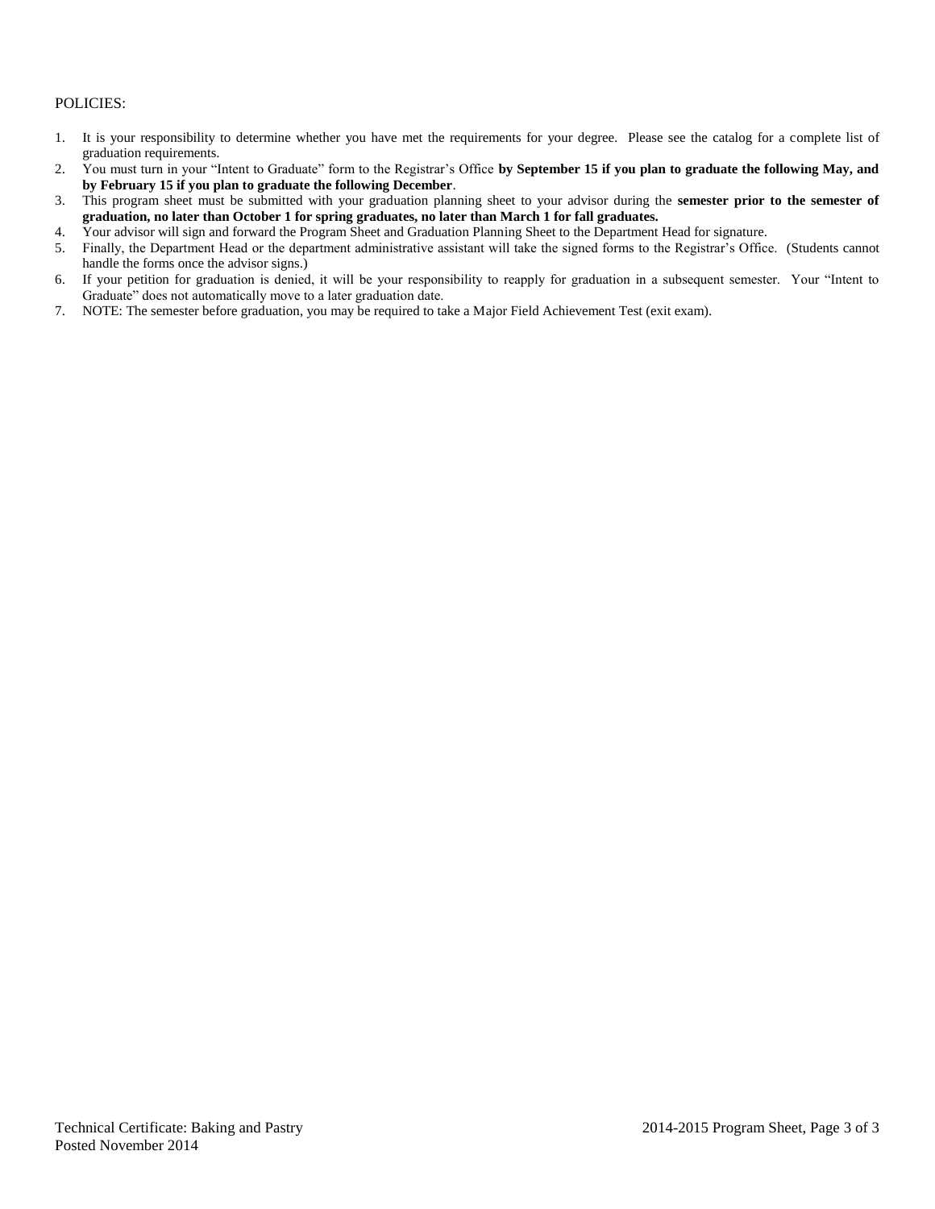POLICIES:

1. It is your responsibility to determine whether you have met the requirements for your degree. Please see the catalog for a complete list of graduation requirements.
2. You must turn in your "Intent to Graduate" form to the Registrar's Office **by September 15 if you plan to graduate the following May, and by February 15 if you plan to graduate the following December**.
3. This program sheet must be submitted with your graduation planning sheet to your advisor during the **semester prior to the semester of graduation, no later than October 1 for spring graduates, no later than March 1 for fall graduates.**
4. Your advisor will sign and forward the Program Sheet and Graduation Planning Sheet to the Department Head for signature.
5. Finally, the Department Head or the department administrative assistant will take the signed forms to the Registrar's Office. (Students cannot handle the forms once the advisor signs.)
6. If your petition for graduation is denied, it will be your responsibility to reapply for graduation in a subsequent semester. Your "Intent to Graduate" does not automatically move to a later graduation date.
7. NOTE: The semester before graduation, you may be required to take a Major Field Achievement Test (exit exam).